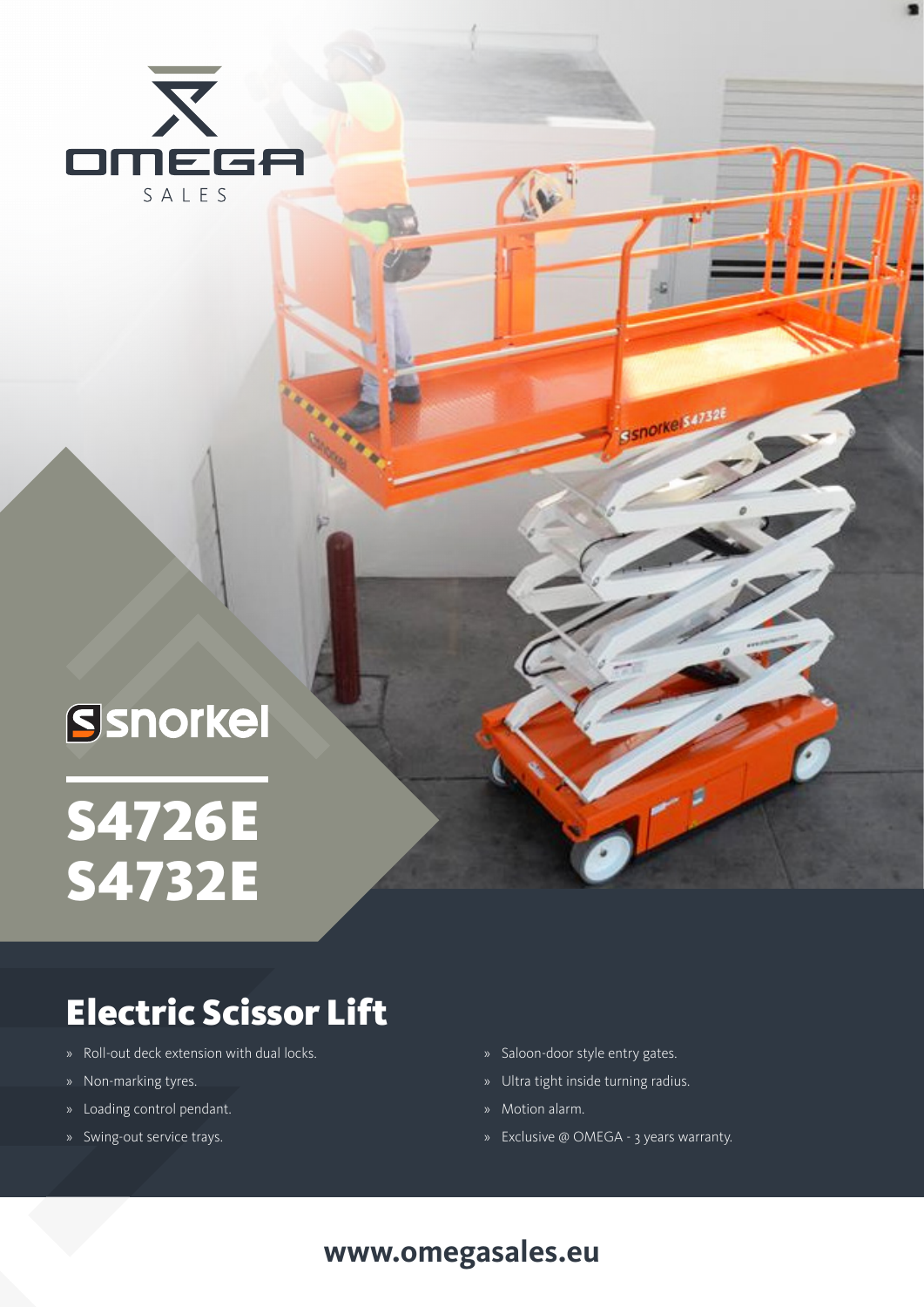OMEGA SALES

snorkel

# S4726E
# S4732E

## Electric Scissor Lift

- Roll-out deck extension with dual locks.
- Non-marking tyres.
- Loading control pendant.
- Swing-out service trays.
- Saloon-door style entry gates.
- Ultra tight inside turning radius.
- Motion alarm.
- Exclusive @ OMEGA - 3 years warranty.

**www.omegasales.eu**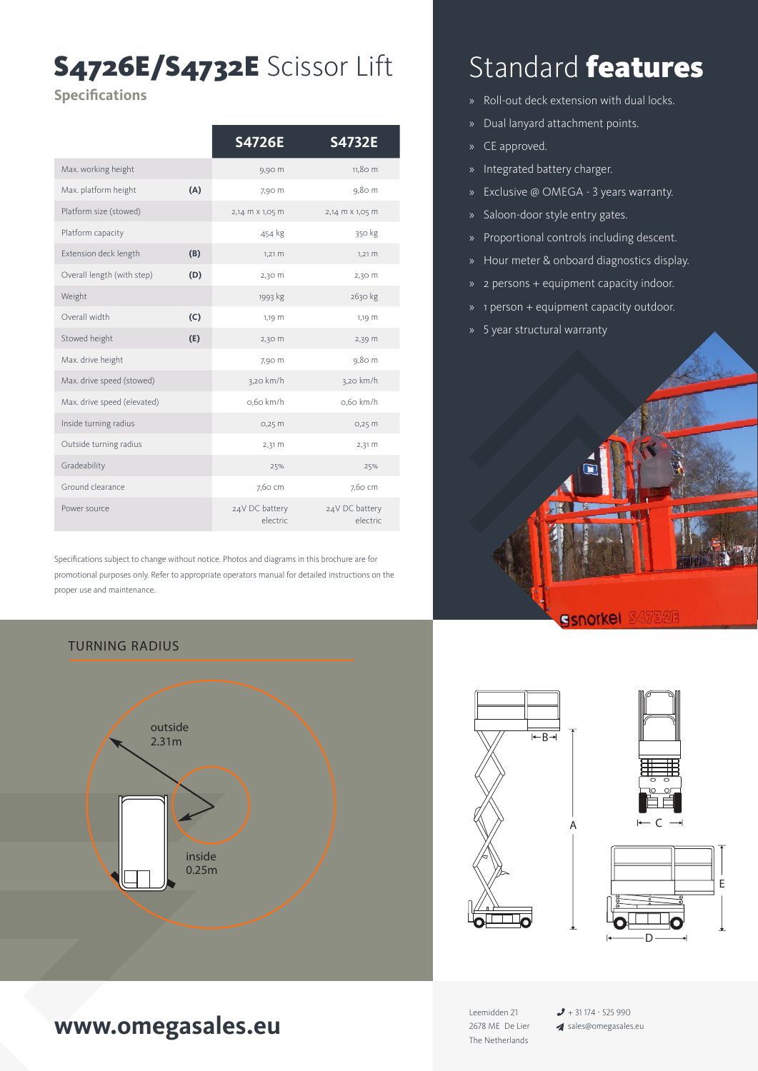# S4726E/S4732E Scissor Lift

**Specifications**

| | | S4726E | S4732E |
|---|---|---|---|
| Max. working height | | 9,90 m | 11,80 m |
| Max. platform height | (A) | 7,90 m | 9,80 m |
| Platform size (stowed) | | 2,14 m x 1,05 m | 2,14 m x 1,05 m |
| Platform capacity | | 454 kg | 350 kg |
| Extension deck length | (B) | 1,21 m | 1,21 m |
| Overall length (with step) | (D) | 2,30 m | 2,30 m |
| Weight | | 1993 kg | 2630 kg |
| Overall width | (C) | 1,19 m | 1,19 m |
| Stowed height | (E) | 2,30 m | 2,39 m |
| Max. drive height | | 7,90 m | 9,80 m |
| Max. drive speed (stowed) | | 3,20 km/h | 3,20 km/h |
| Max. drive speed (elevated) | | 0,60 km/h | 0,60 km/h |
| Inside turning radius | | 0,25 m | 0,25 m |
| Outside turning radius | | 2,31 m | 2,31 m |
| Gradeability | | 25% | 25% |
| Ground clearance | | 7,60 cm | 7,60 cm |
| Power source | | 24V DC battery electric | 24V DC battery electric |

Specifications subject to change without notice. Photos and diagrams in this brochure are for promotional purposes only. Refer to appropriate operators manual for detailed instructions on the proper use and maintenance.

# Standard **features**

- Roll-out deck extension with dual locks.
- Dual lanyard attachment points.
- CE approved.
- Integrated battery charger.
- Exclusive @ OMEGA - 3 years warranty.
- Saloon-door style entry gates.
- Proportional controls including descent.
- Hour meter & onboard diagnostics display.
- 2 persons + equipment capacity indoor.
- 1 person + equipment capacity outdoor.
- 5 year structural warranty

## TURNING RADIUS

outside
2.31m

inside
0.25m

B

A

C

E

D

## www.omegasales.eu

Leemidden 21
2678 ME De Lier
The Netherlands

+ 31 174 - 525 990
sales@omegasales.eu